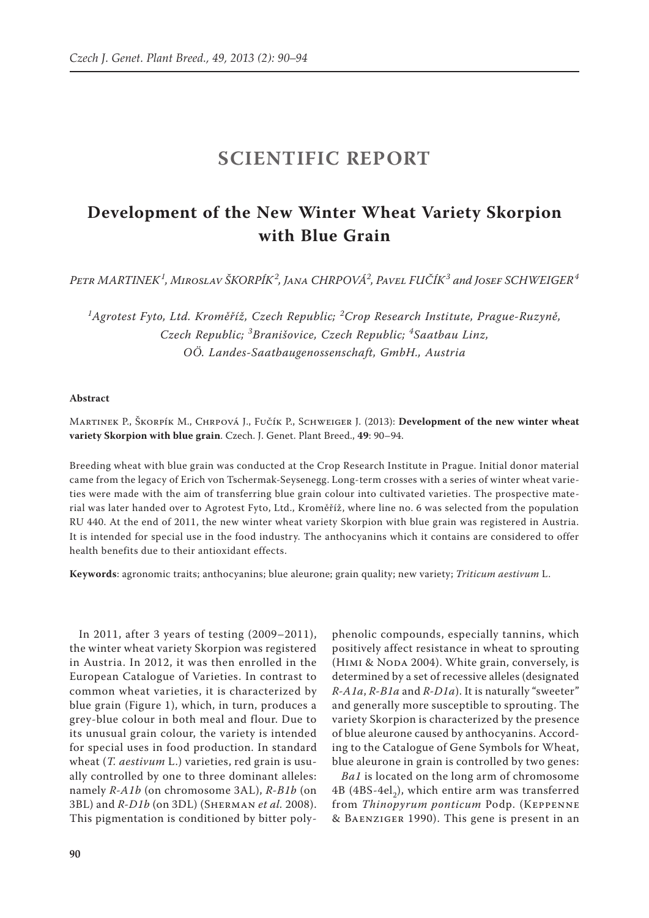# SCIENTIFIC REPORT

## Development of the New Winter Wheat Variety Skorpion with Blue Grain

*Petr MARTINEK[1], Miroslav ŠKORPÍK[2], Jana CHRPOVÁ[2], Pavel FUČÍK[3] and Josef SCHWEIGER[4]*

*[1]Agrotest Fyto, Ltd. Kroměříž, Czech Republic; [2]Crop Research Institute, Prague-Ruzyně, Czech Republic; [3]Branišovice, Czech Republic; [4]Saatbau Linz, OÖ. Landes-Saatbaugenossenschaft, GmbH., Austria*

**Abstract**

Martinek P., Škorpík M., Chrpová J., Fučík P., Schweiger J. (2013): **Development of the new winter wheat variety Skorpion with blue grain**. Czech. J. Genet. Plant Breed., **49**: 90–94.

Breeding wheat with blue grain was conducted at the Crop Research Institute in Prague. Initial donor material came from the legacy of Erich von Tschermak-Seysenegg. Long-term crosses with a series of winter wheat varieties were made with the aim of transferring blue grain colour into cultivated varieties. The prospective material was later handed over to Agrotest Fyto, Ltd., Kroměříž, where line no. 6 was selected from the population RU 440. At the end of 2011, the new winter wheat variety Skorpion with blue grain was registered in Austria. It is intended for special use in the food industry. The anthocyanins which it contains are considered to offer health benefits due to their antioxidant effects.

**Keywords**: agronomic traits; anthocyanins; blue aleurone; grain quality; new variety; *Triticum aestivum* L.

In 2011, after 3 years of testing (2009–2011), the winter wheat variety Skorpion was registered in Austria. In 2012, it was then enrolled in the European Catalogue of Varieties. In contrast to common wheat varieties, it is characterized by blue grain (Figure 1), which, in turn, produces a grey-blue colour in both meal and flour. Due to its unusual grain colour, the variety is intended for special uses in food production. In standard wheat (*T. aestivum* L.) varieties, red grain is usually controlled by one to three dominant alleles: namely *R-A1b* (on chromosome 3AL), *R-B1b* (on 3BL) and *R-D1b* (on 3DL) (Sherman *et al.* 2008). This pigmentation is conditioned by bitter polyphenolic compounds, especially tannins, which positively affect resistance in wheat to sprouting (Himi & Noda 2004). White grain, conversely, is determined by a set of recessive alleles (designated *R-A1a*, *R-B1a* and *R-D1a*). It is naturally "sweeter" and generally more susceptible to sprouting. The variety Skorpion is characterized by the presence of blue aleurone caused by anthocyanins. According to the Catalogue of Gene Symbols for Wheat, blue aleurone in grain is controlled by two genes:

*Ba1* is located on the long arm of chromosome 4B (4BS-4el$_2$), which entire arm was transferred from *Thinopyrum ponticum* Podp. (Keppenne & Baenziger 1990). This gene is present in an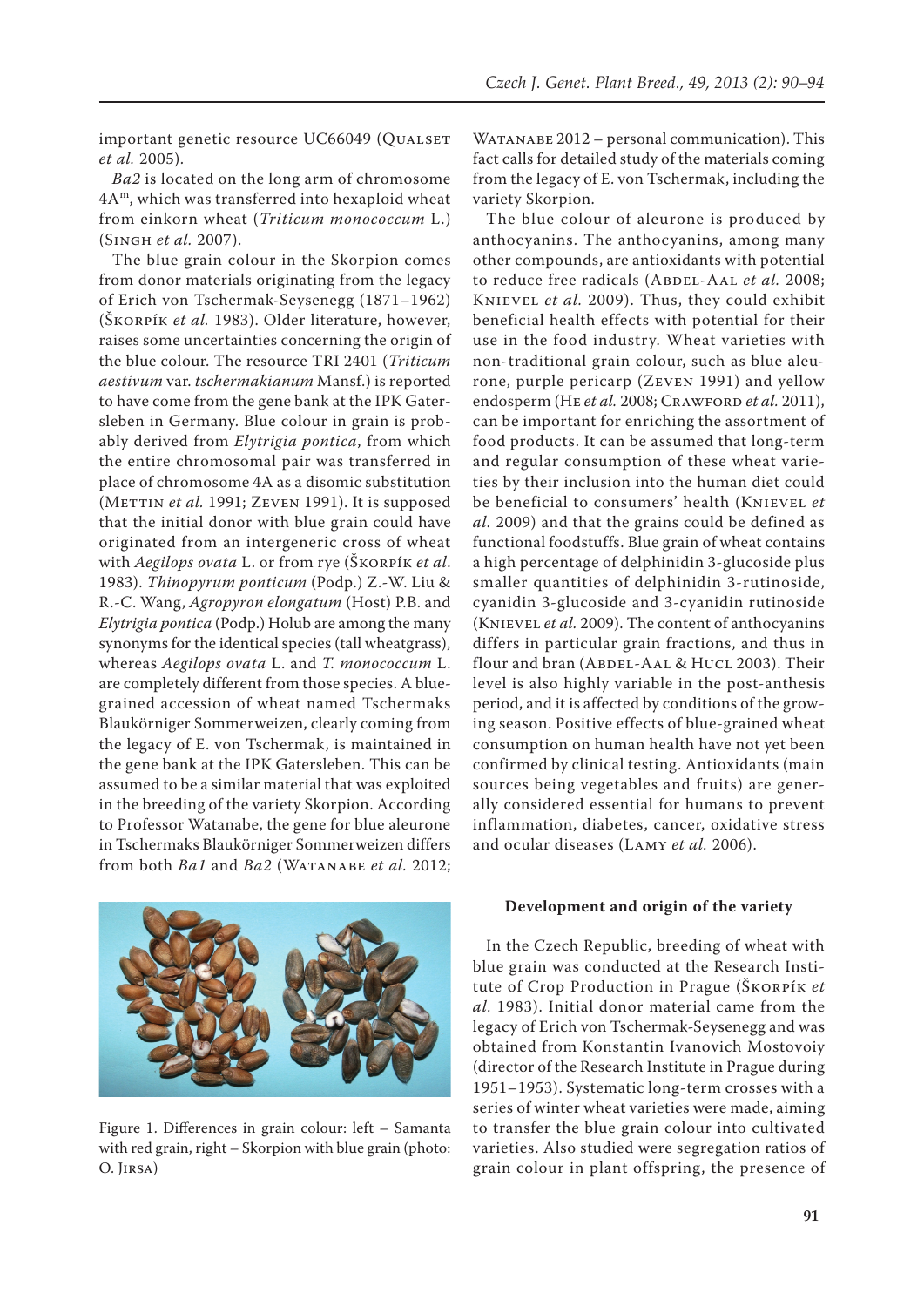important genetic resource UC66049 (Qualset *et al.* 2005).

*Ba2* is located on the long arm of chromosome $4A^m$, which was transferred into hexaploid wheat from einkorn wheat (*Triticum monococcum* L.) (Singh *et al.* 2007).

The blue grain colour in the Skorpion comes from donor materials originating from the legacy of Erich von Tschermak-Seysenegg (1871–1962) (Škorpík *et al.* 1983). Older literature, however, raises some uncertainties concerning the origin of the blue colour. The resource TRI 2401 (*Triticum aestivum* var. *tschermakianum* Mansf.) is reported to have come from the gene bank at the IPK Gatersleben in Germany. Blue colour in grain is probably derived from *Elytrigia pontica*, from which the entire chromosomal pair was transferred in place of chromosome 4A as a disomic substitution (Mettin *et al.* 1991; Zeven 1991). It is supposed that the initial donor with blue grain could have originated from an intergeneric cross of wheat with *Aegilops ovata* L. or from rye (Škorpík *et al.* 1983). *Thinopyrum ponticum* (Podp.) Z.-W. Liu & R.-C. Wang, *Agropyron elongatum* (Host) P.B. and *Elytrigia pontica* (Podp.) Holub are among the many synonyms for the identical species (tall wheatgrass), whereas *Aegilops ovata* L. and *T. monococcum* L. are completely different from those species. A blue-grained accession of wheat named Tschermaks Blaukörniger Sommerweizen, clearly coming from the legacy of E. von Tschermak, is maintained in the gene bank at the IPK Gatersleben. This can be assumed to be a similar material that was exploited in the breeding of the variety Skorpion. According to Professor Watanabe, the gene for blue aleurone in Tschermaks Blaukörniger Sommerweizen differs from both *Ba1* and *Ba2* (Watanabe *et al.* 2012; Watanabe 2012 – personal communication). This fact calls for detailed study of the materials coming from the legacy of E. von Tschermak, including the variety Skorpion.

The blue colour of aleurone is produced by anthocyanins. The anthocyanins, among many other compounds, are antioxidants with potential to reduce free radicals (Abdel-Aal *et al.* 2008; Knievel *et al.* 2009). Thus, they could exhibit beneficial health effects with potential for their use in the food industry. Wheat varieties with non-traditional grain colour, such as blue aleurone, purple pericarp (Zeven 1991) and yellow endosperm (He *et al.* 2008; Crawford *et al.* 2011), can be important for enriching the assortment of food products. It can be assumed that long-term and regular consumption of these wheat varieties by their inclusion into the human diet could be beneficial to consumers' health (Knievel *et al.* 2009) and that the grains could be defined as functional foodstuffs. Blue grain of wheat contains a high percentage of delphinidin 3-glucoside plus smaller quantities of delphinidin 3-rutinoside, cyanidin 3-glucoside and 3-cyanidin rutinoside (Knievel *et al.* 2009). The content of anthocyanins differs in particular grain fractions, and thus in flour and bran (Abdel-Aal & Hucl 2003). Their level is also highly variable in the post-anthesis period, and it is affected by conditions of the growing season. Positive effects of blue-grained wheat consumption on human health have not yet been confirmed by clinical testing. Antioxidants (main sources being vegetables and fruits) are generally considered essential for humans to prevent inflammation, diabetes, cancer, oxidative stress and ocular diseases (Lamy *et al.* 2006).

Figure 1. Differences in grain colour: left – Samanta with red grain, right – Skorpion with blue grain (photo: O. Jirsa)

#### Development and origin of the variety

In the Czech Republic, breeding of wheat with blue grain was conducted at the Research Institute of Crop Production in Prague (Škorpík *et al.* 1983). Initial donor material came from the legacy of Erich von Tschermak-Seysenegg and was obtained from Konstantin Ivanovich Mostovoiy (director of the Research Institute in Prague during 1951–1953). Systematic long-term crosses with a series of winter wheat varieties were made, aiming to transfer the blue grain colour into cultivated varieties. Also studied were segregation ratios of grain colour in plant offspring, the presence of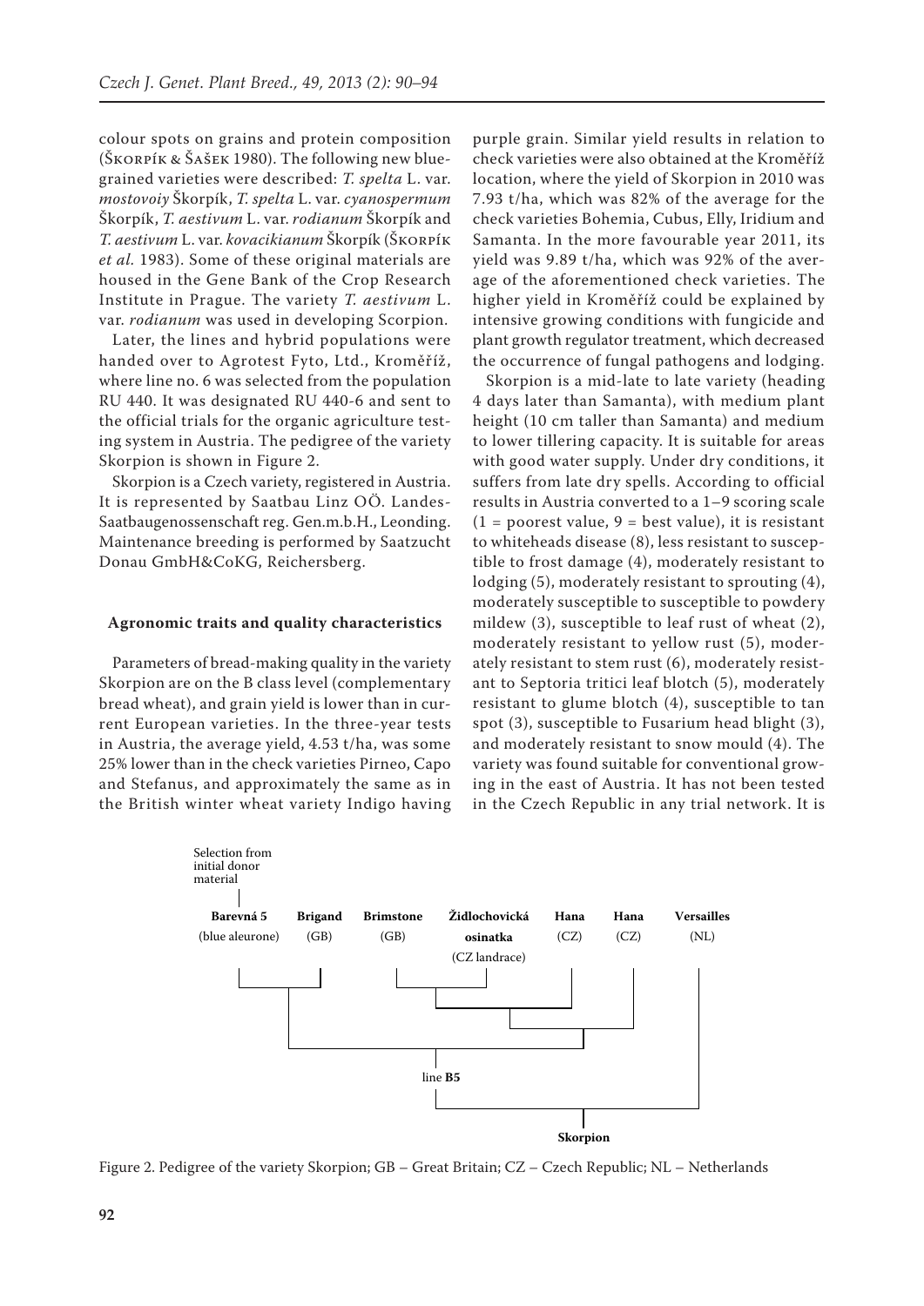colour spots on grains and protein composition (Škorpík & Šašek 1980). The following new blue-grained varieties were described: *T. spelta* L. var. *mostovoiy* Škorpík, *T. spelta* L. var. *cyanospermum* Škorpík, *T. aestivum* L. var. *rodianum* Škorpík and *T. aestivum* L. var. *kovacikianum* Škorpík (Škorpík *et al.* 1983). Some of these original materials are housed in the Gene Bank of the Crop Research Institute in Prague. The variety *T. aestivum* L. var. *rodianum* was used in developing Scorpion.

Later, the lines and hybrid populations were handed over to Agrotest Fyto, Ltd., Kroměříž, where line no. 6 was selected from the population RU 440. It was designated RU 440-6 and sent to the official trials for the organic agriculture testing system in Austria. The pedigree of the variety Skorpion is shown in Figure 2.

Skorpion is a Czech variety, registered in Austria. It is represented by Saatbau Linz OÖ. Landes-Saatbaugenossenschaft reg. Gen.m.b.H., Leonding. Maintenance breeding is performed by Saatzucht Donau GmbH&CoKG, Reichersberg.

## Agronomic traits and quality characteristics

Parameters of bread-making quality in the variety Skorpion are on the B class level (complementary bread wheat), and grain yield is lower than in current European varieties. In the three-year tests in Austria, the average yield, 4.53 t/ha, was some 25% lower than in the check varieties Pirneo, Capo and Stefanus, and approximately the same as in the British winter wheat variety Indigo having purple grain. Similar yield results in relation to check varieties were also obtained at the Kroměříž location, where the yield of Skorpion in 2010 was 7.93 t/ha, which was 82% of the average for the check varieties Bohemia, Cubus, Elly, Iridium and Samanta. In the more favourable year 2011, its yield was 9.89 t/ha, which was 92% of the average of the aforementioned check varieties. The higher yield in Kroměříž could be explained by intensive growing conditions with fungicide and plant growth regulator treatment, which decreased the occurrence of fungal pathogens and lodging.

Skorpion is a mid-late to late variety (heading 4 days later than Samanta), with medium plant height (10 cm taller than Samanta) and medium to lower tillering capacity. It is suitable for areas with good water supply. Under dry conditions, it suffers from late dry spells. According to official results in Austria converted to a 1–9 scoring scale (1 = poorest value, 9 = best value), it is resistant to whiteheads disease (8), less resistant to susceptible to frost damage (4), moderately resistant to lodging (5), moderately resistant to sprouting (4), moderately susceptible to susceptible to powdery mildew (3), susceptible to leaf rust of wheat (2), moderately resistant to yellow rust (5), moderately resistant to stem rust (6), moderately resistant to Septoria tritici leaf blotch (5), moderately resistant to glume blotch (4), susceptible to tan spot (3), susceptible to Fusarium head blight (3), and moderately resistant to snow mould (4). The variety was found suitable for conventional growing in the east of Austria. It has not been tested in the Czech Republic in any trial network. It is

Selection from initial donor material

**Barevná 5** (blue aleurone) | **Brigand** (GB) | **Brimstone** (GB) | **Židlochovická osinatka** (CZ landrace) | **Hana** (CZ) | **Hana** (CZ) | **Versailles** (NL)

line **B5**

**Skorpion**

Figure 2. Pedigree of the variety Skorpion; GB – Great Britain; CZ – Czech Republic; NL – Netherlands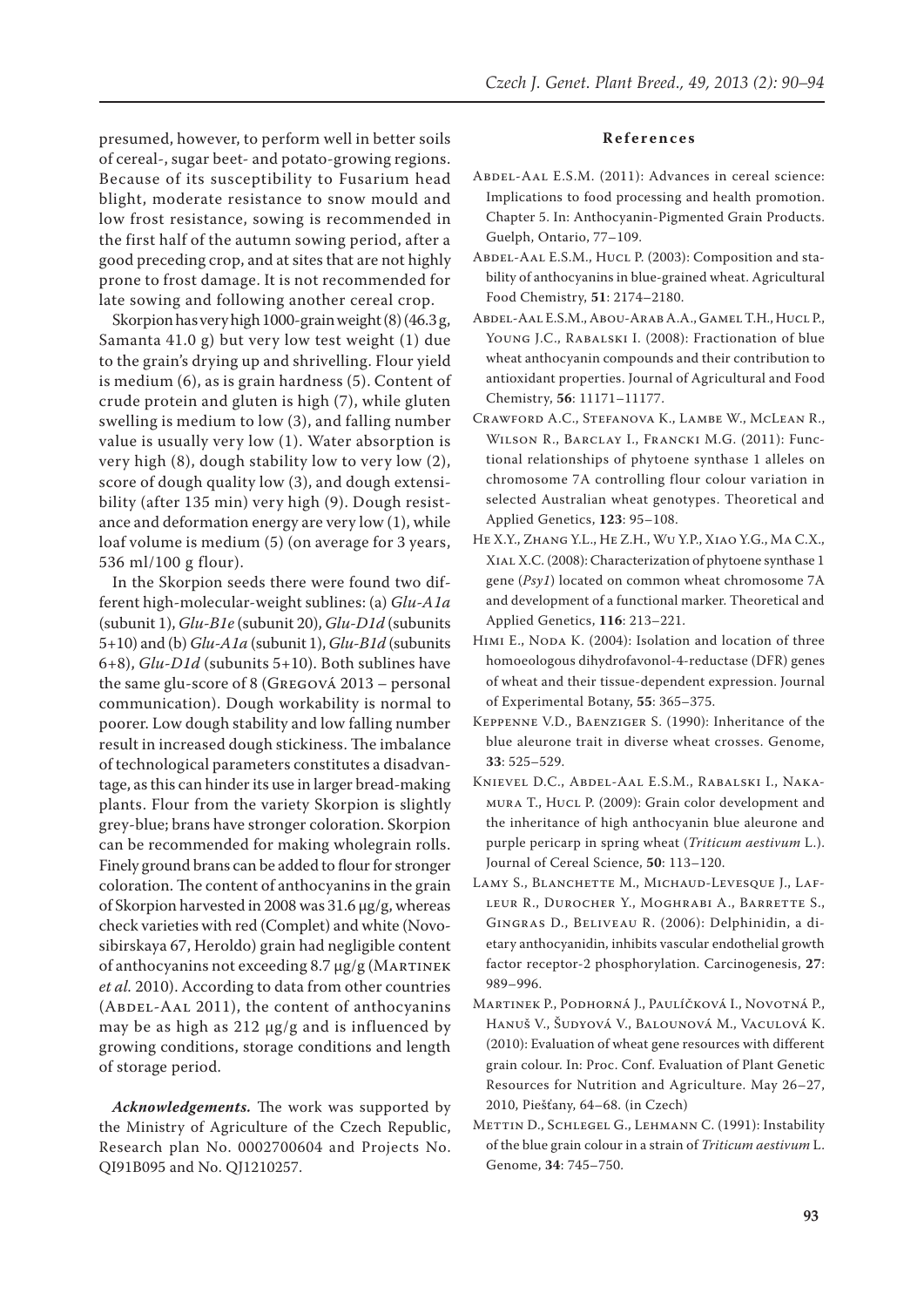presumed, however, to perform well in better soils of cereal-, sugar beet- and potato-growing regions. Because of its susceptibility to Fusarium head blight, moderate resistance to snow mould and low frost resistance, sowing is recommended in the first half of the autumn sowing period, after a good preceding crop, and at sites that are not highly prone to frost damage. It is not recommended for late sowing and following another cereal crop.

Skorpion has very high 1000-grain weight (8) (46.3 g, Samanta 41.0 g) but very low test weight (1) due to the grain's drying up and shrivelling. Flour yield is medium (6), as is grain hardness (5). Content of crude protein and gluten is high (7), while gluten swelling is medium to low (3), and falling number value is usually very low (1). Water absorption is very high (8), dough stability low to very low (2), score of dough quality low (3), and dough extensibility (after 135 min) very high (9). Dough resistance and deformation energy are very low (1), while loaf volume is medium (5) (on average for 3 years, 536 ml/100 g flour).

In the Skorpion seeds there were found two different high-molecular-weight sublines: (a) *Glu-A1a* (subunit 1), *Glu-B1e* (subunit 20), *Glu-D1d* (subunits 5+10) and (b) *Glu-A1a* (subunit 1), *Glu-B1d* (subunits 6+8), *Glu-D1d* (subunits 5+10). Both sublines have the same glu-score of 8 (Gregová 2013 – personal communication). Dough workability is normal to poorer. Low dough stability and low falling number result in increased dough stickiness. The imbalance of technological parameters constitutes a disadvantage, as this can hinder its use in larger bread-making plants. Flour from the variety Skorpion is slightly grey-blue; brans have stronger coloration. Skorpion can be recommended for making wholegrain rolls. Finely ground brans can be added to flour for stronger coloration. The content of anthocyanins in the grain of Skorpion harvested in 2008 was 31.6 μg/g, whereas check varieties with red (Complet) and white (Novosibirskaya 67, Heroldo) grain had negligible content of anthocyanins not exceeding 8.7 μg/g (Martinek *et al.* 2010). According to data from other countries (Abdel-Aal 2011), the content of anthocyanins may be as high as 212 μg/g and is influenced by growing conditions, storage conditions and length of storage period.

***Acknowledgements.*** The work was supported by the Ministry of Agriculture of the Czech Republic, Research plan No. 0002700604 and Projects No. QI91B095 and No. QJ1210257.

## References

Abdel-Aal E.S.M. (2011): Advances in cereal science: Implications to food processing and health promotion. Chapter 5. In: Anthocyanin-Pigmented Grain Products. Guelph, Ontario, 77–109.

Abdel-Aal E.S.M., Hucl P. (2003): Composition and stability of anthocyanins in blue-grained wheat. Agricultural Food Chemistry, **51**: 2174–2180.

Abdel-Aal E.S.M., Abou-Arab A.A., Gamel T.H., Hucl P., Young J.C., Rabalski I. (2008): Fractionation of blue wheat anthocyanin compounds and their contribution to antioxidant properties. Journal of Agricultural and Food Chemistry, **56**: 11171–11177.

Crawford A.C., Stefanova K., Lambe W., McLean R., Wilson R., Barclay I., Francki M.G. (2011): Functional relationships of phytoene synthase 1 alleles on chromosome 7A controlling flour colour variation in selected Australian wheat genotypes. Theoretical and Applied Genetics, **123**: 95–108.

He X.Y., Zhang Y.L., He Z.H., Wu Y.P., Xiao Y.G., Ma C.X., Xial X.C. (2008): Characterization of phytoene synthase 1 gene (*Psy1*) located on common wheat chromosome 7A and development of a functional marker. Theoretical and Applied Genetics, **116**: 213–221.

Himi E., Noda K. (2004): Isolation and location of three homoeologous dihydrofavonol-4-reductase (DFR) genes of wheat and their tissue-dependent expression. Journal of Experimental Botany, **55**: 365–375.

Keppenne V.D., Baenziger S. (1990): Inheritance of the blue aleurone trait in diverse wheat crosses. Genome, **33**: 525–529.

Knievel D.C., Abdel-Aal E.S.M., Rabalski I., Nakamura T., Hucl P. (2009): Grain color development and the inheritance of high anthocyanin blue aleurone and purple pericarp in spring wheat (*Triticum aestivum* L.). Journal of Cereal Science, **50**: 113–120.

Lamy S., Blanchette M., Michaud-Levesque J., Lafleur R., Durocher Y., Moghrabi A., Barrette S., Gingras D., Beliveau R. (2006): Delphinidin, a dietary anthocyanidin, inhibits vascular endothelial growth factor receptor-2 phosphorylation. Carcinogenesis, **27**: 989–996.

Martinek P., Podhorná J., Paulíčková I., Novotná P., Hanuš V., Šudyová V., Balounová M., Vaculová K. (2010): Evaluation of wheat gene resources with different grain colour. In: Proc. Conf. Evaluation of Plant Genetic Resources for Nutrition and Agriculture. May 26–27, 2010, Piešťany, 64–68. (in Czech)

Mettin D., Schlegel G., Lehmann C. (1991): Instability of the blue grain colour in a strain of *Triticum aestivum* L. Genome, **34**: 745–750.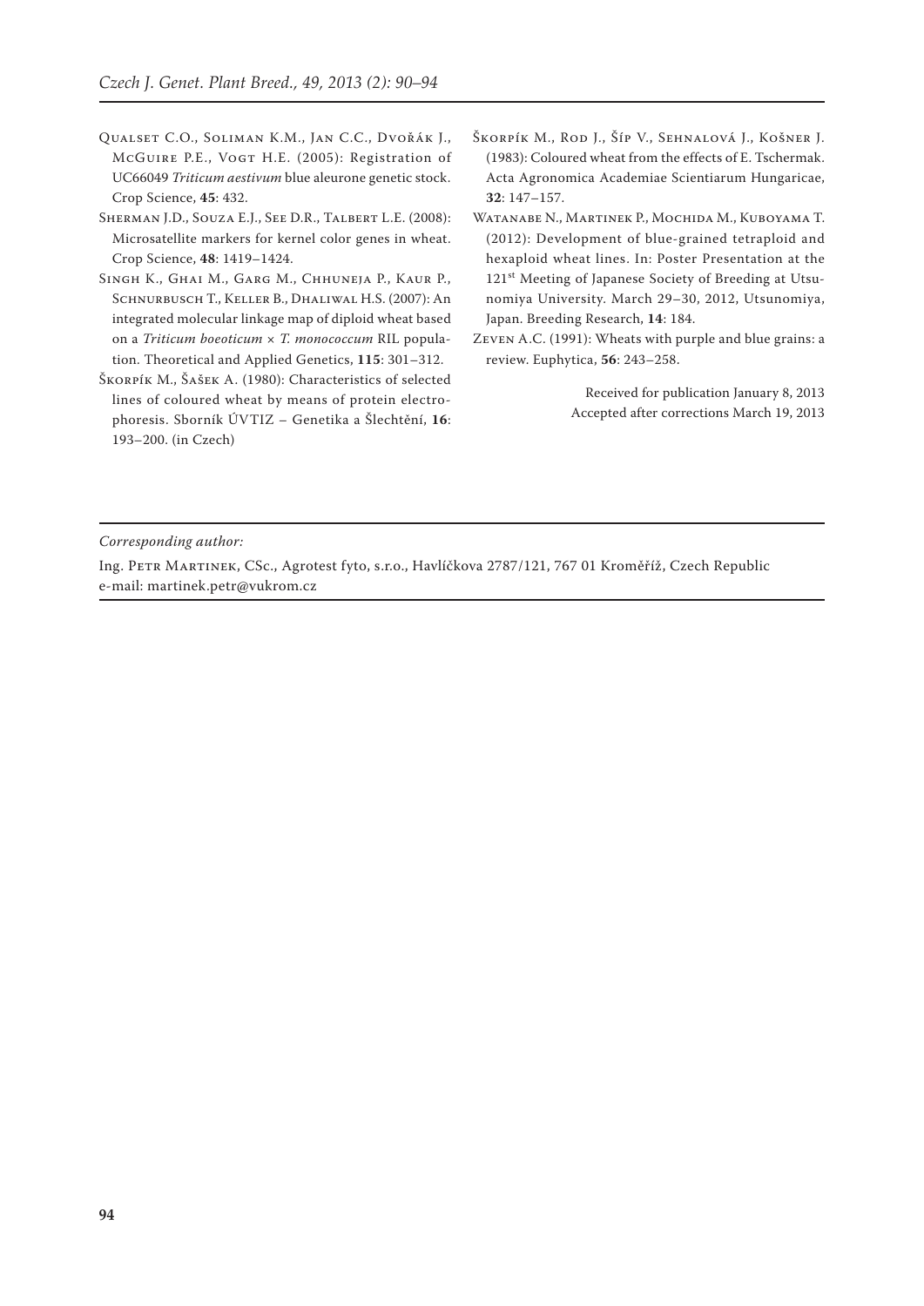Qualset C.O., Soliman K.M., Jan C.C., Dvořák J., McGuire P.E., Vogt H.E. (2005): Registration of UC66049 *Triticum aestivum* blue aleurone genetic stock. Crop Science, **45**: 432.

Sherman J.D., Souza E.J., See D.R., Talbert L.E. (2008): Microsatellite markers for kernel color genes in wheat. Crop Science, **48**: 1419–1424.

Singh K., Ghai M., Garg M., Chhuneja P., Kaur P., Schnurbusch T., Keller B., Dhaliwal H.S. (2007): An integrated molecular linkage map of diploid wheat based on a *Triticum boeoticum* × *T. monococcum* RIL population. Theoretical and Applied Genetics, **115**: 301–312.

Škorpík M., Šašek A. (1980): Characteristics of selected lines of coloured wheat by means of protein electrophoresis. Sborník ÚVTIZ – Genetika a Šlechtění, **16**: 193–200. (in Czech)

Škorpík M., Rod J., Šíp V., Sehnalová J., Košner J. (1983): Coloured wheat from the effects of E. Tschermak. Acta Agronomica Academiae Scientiarum Hungaricae, **32**: 147–157.

Watanabe N., Martinek P., Mochida M., Kuboyama T. (2012): Development of blue-grained tetraploid and hexaploid wheat lines. In: Poster Presentation at the 121st Meeting of Japanese Society of Breeding at Utsunomiya University. March 29–30, 2012, Utsunomiya, Japan. Breeding Research, **14**: 184.

Zeven A.C. (1991): Wheats with purple and blue grains: a review. Euphytica, **56**: 243–258.

Received for publication January 8, 2013
Accepted after corrections March 19, 2013

*Corresponding author:*

Ing. Petr Martinek, CSc., Agrotest fyto, s.r.o., Havlíčkova 2787/121, 767 01 Kroměříž, Czech Republic
e-mail: martinek.petr@vukrom.cz